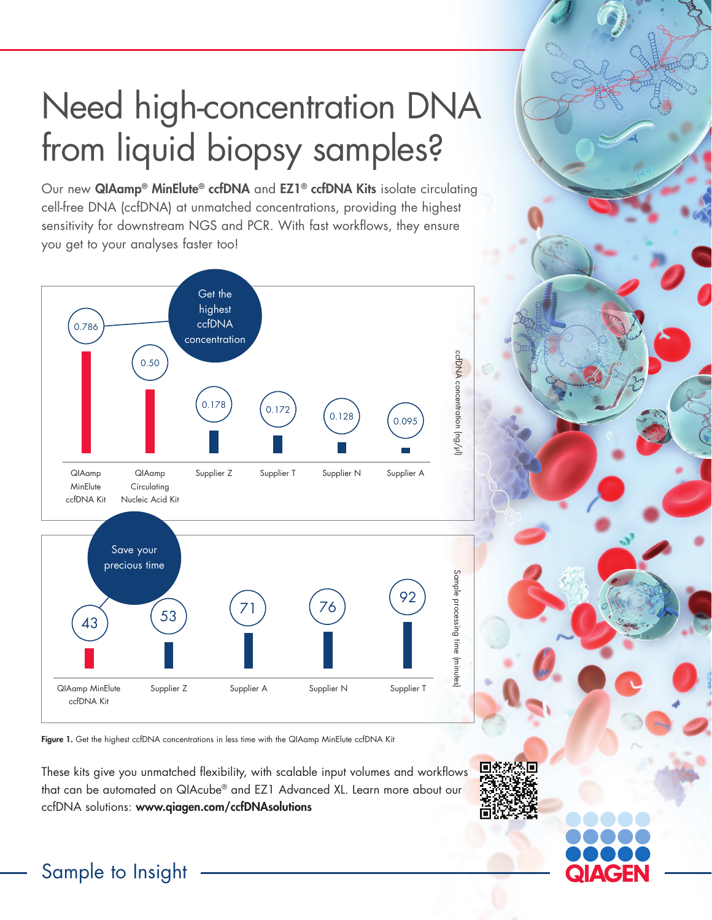# Need high-concentration DNA from liquid biopsy samples?

Our new **QIAamp® MinElute® ccfDNA** and **EZ1® ccfDNA Kits** isolate circulating cell-free DNA (ccfDNA) at unmatched concentrations, providing the highest sensitivity for downstream NGS and PCR. With fast workflows, they ensure you get to your analyses faster too!

**Get the highest ccfDNA concentration**

| Kit | ccfDNA concentration (ng/µl) |
| --- | --- |
| QIAamp MinElute ccfDNA Kit | 0.786 |
| QIAamp Circulating Nucleic Acid Kit | 0.50 |
| Supplier Z | 0.178 |
| Supplier T | 0.172 |
| Supplier N | 0.128 |
| Supplier A | 0.095 |

**Save your precious time**

| Kit | Sample processing time (minutes) |
| --- | --- |
| QIAamp MinElute ccfDNA Kit | 43 |
| Supplier Z | 53 |
| Supplier A | 71 |
| Supplier N | 76 |
| Supplier T | 92 |

**Figure 1.** Get the highest ccfDNA concentrations in less time with the QIAamp MinElute ccfDNA Kit

These kits give you unmatched flexibility, with scalable input volumes and workflows that can be automated on QIAcube® and EZ1 Advanced XL. Learn more about our ccfDNA solutions: **www.qiagen.com/ccfDNAsolutions**

Sample to Insight

QIAGEN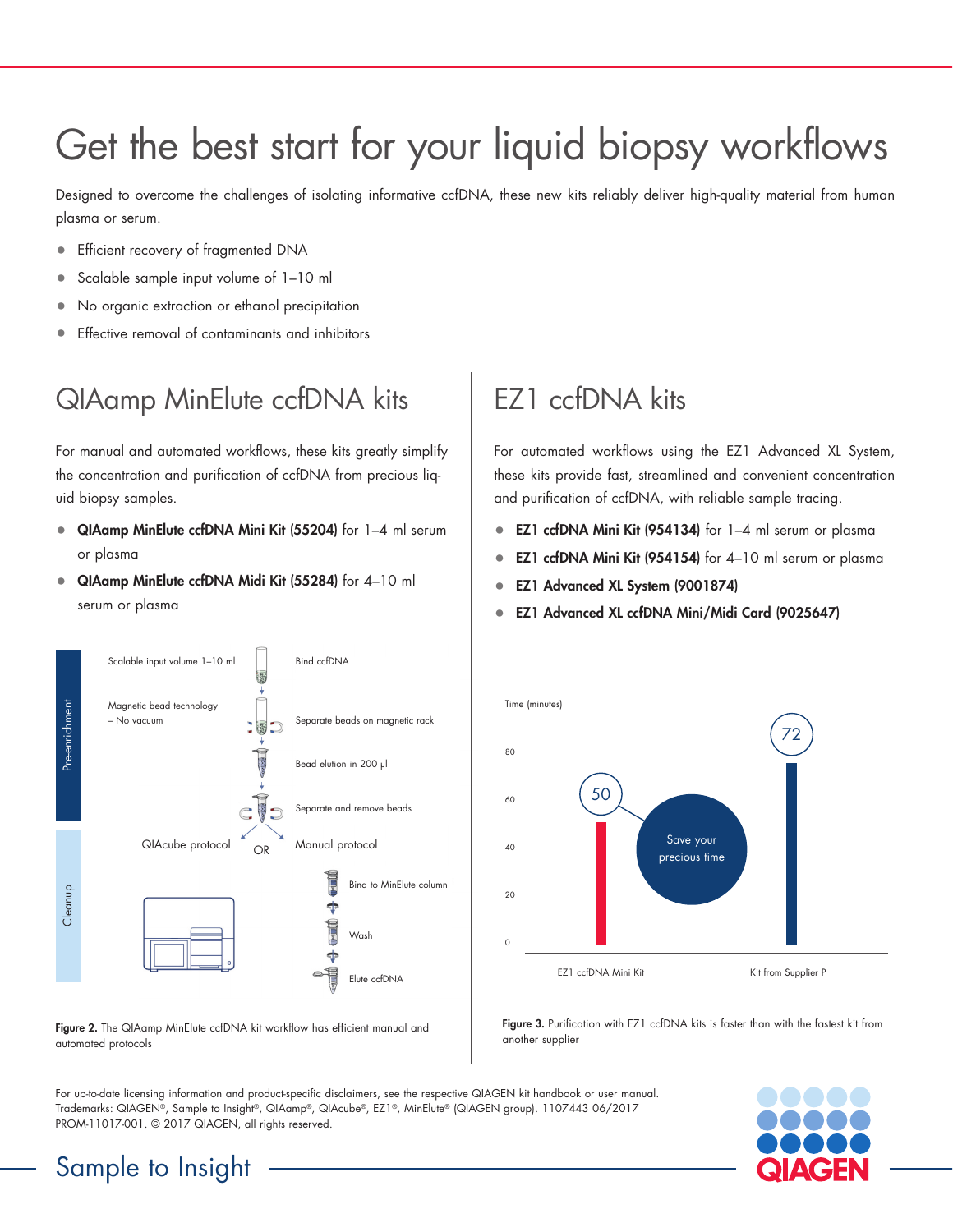# Get the best start for your liquid biopsy workflows

Designed to overcome the challenges of isolating informative ccfDNA, these new kits reliably deliver high-quality material from human plasma or serum.

- Efficient recovery of fragmented DNA
- Scalable sample input volume of 1–10 ml
- No organic extraction or ethanol precipitation
- Effective removal of contaminants and inhibitors

## QIAamp MinElute ccfDNA kits

For manual and automated workflows, these kits greatly simplify the concentration and purification of ccfDNA from precious liquid biopsy samples.

- **QIAmp MinElute ccfDNA Mini Kit (55204)** for 1–4 ml serum or plasma
- **QIAmp MinElute ccfDNA Midi Kit (55284)** for 4–10 ml serum or plasma

Pre-enrichment

Scalable input volume 1–10 ml

Bind ccfDNA

Magnetic bead technology
– No vacuum

Separate beads on magnetic rack

Bead elution in 200 µl

Separate and remove beads

Cleanup

QIAcube protocol

OR

Manual protocol

Bind to MinElute column

Wash

Elute ccfDNA

**Figure 2.** The QIAamp MinElute ccfDNA kit workflow has efficient manual and automated protocols

## EZ1 ccfDNA kits

For automated workflows using the EZ1 Advanced XL System, these kits provide fast, streamlined and convenient concentration and purification of ccfDNA, with reliable sample tracing.

- **EZ1 ccfDNA Mini Kit (954134)** for 1–4 ml serum or plasma
- **EZ1 ccfDNA Mini Kit (954154)** for 4–10 ml serum or plasma
- **EZ1 Advanced XL System (9001874)**
- **EZ1 Advanced XL ccfDNA Mini/Midi Card (9025647)**

Time (minutes)

80

60

40

20

0

50

72

Save your precious time

EZ1 ccfDNA Mini Kit

Kit from Supplier P

**Figure 3.** Purification with EZ1 ccfDNA kits is faster than with the fastest kit from another supplier

For up-to-date licensing information and product-specific disclaimers, see the respective QIAGEN kit handbook or user manual. Trademarks: QIAGEN®, Sample to Insight®, QIAamp®, QIAcube®, EZ1®, MinElute® (QIAGEN group). 1107443 06/2017 PROM-11017-001. © 2017 QIAGEN, all rights reserved.

Sample to Insight

QIAGEN